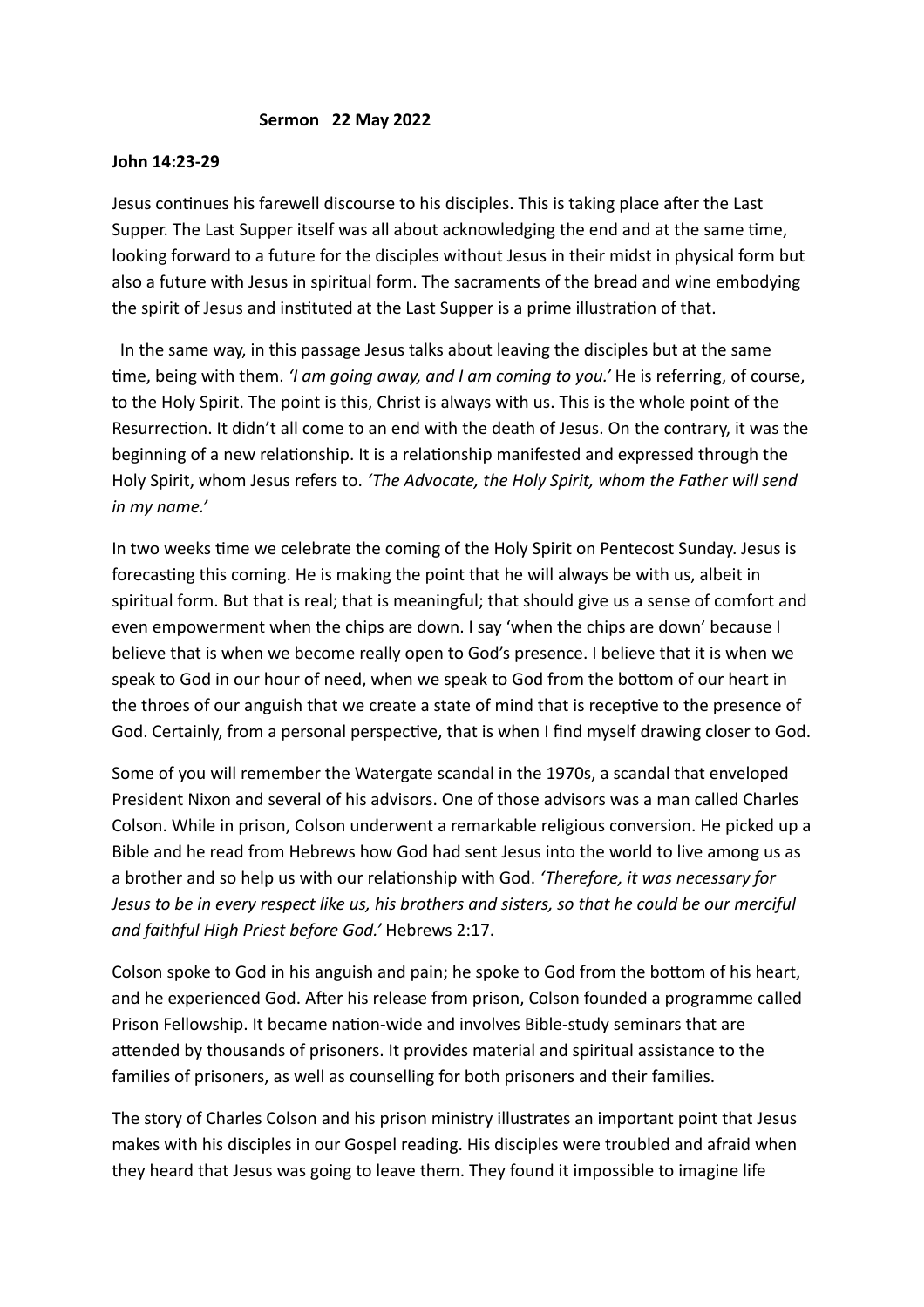**Sermon 22 May 2022**

**John 14:23-29**

Jesus continues his farewell discourse to his disciples. This is taking place after the Last Supper. The Last Supper itself was all about acknowledging the end and at the same time, looking forward to a future for the disciples without Jesus in their midst in physical form but also a future with Jesus in spiritual form. The sacraments of the bread and wine embodying the spirit of Jesus and instituted at the Last Supper is a prime illustration of that.

In the same way, in this passage Jesus talks about leaving the disciples but at the same time, being with them. *'I am going away, and I am coming to you.'* He is referring, of course, to the Holy Spirit. The point is this, Christ is always with us. This is the whole point of the Resurrection. It didn't all come to an end with the death of Jesus. On the contrary, it was the beginning of a new relationship. It is a relationship manifested and expressed through the Holy Spirit, whom Jesus refers to. *'The Advocate, the Holy Spirit, whom the Father will send in my name.'*

In two weeks time we celebrate the coming of the Holy Spirit on Pentecost Sunday. Jesus is forecasting this coming. He is making the point that he will always be with us, albeit in spiritual form. But that is real; that is meaningful; that should give us a sense of comfort and even empowerment when the chips are down. I say 'when the chips are down' because I believe that is when we become really open to God's presence. I believe that it is when we speak to God in our hour of need, when we speak to God from the bottom of our heart in the throes of our anguish that we create a state of mind that is receptive to the presence of God. Certainly, from a personal perspective, that is when I find myself drawing closer to God.

Some of you will remember the Watergate scandal in the 1970s, a scandal that enveloped President Nixon and several of his advisors. One of those advisors was a man called Charles Colson. While in prison, Colson underwent a remarkable religious conversion. He picked up a Bible and he read from Hebrews how God had sent Jesus into the world to live among us as a brother and so help us with our relationship with God. *'Therefore, it was necessary for Jesus to be in every respect like us, his brothers and sisters, so that he could be our merciful and faithful High Priest before God.'* Hebrews 2:17.

Colson spoke to God in his anguish and pain; he spoke to God from the bottom of his heart, and he experienced God. After his release from prison, Colson founded a programme called Prison Fellowship. It became nation-wide and involves Bible-study seminars that are attended by thousands of prisoners. It provides material and spiritual assistance to the families of prisoners, as well as counselling for both prisoners and their families.

The story of Charles Colson and his prison ministry illustrates an important point that Jesus makes with his disciples in our Gospel reading. His disciples were troubled and afraid when they heard that Jesus was going to leave them. They found it impossible to imagine life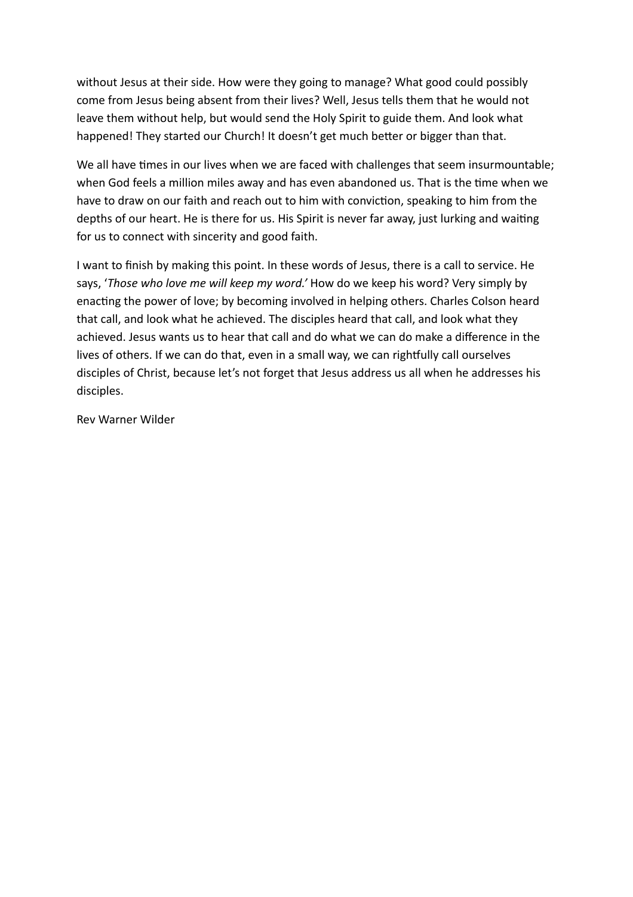without Jesus at their side. How were they going to manage? What good could possibly come from Jesus being absent from their lives? Well, Jesus tells them that he would not leave them without help, but would send the Holy Spirit to guide them. And look what happened! They started our Church! It doesn't get much better or bigger than that.

We all have times in our lives when we are faced with challenges that seem insurmountable; when God feels a million miles away and has even abandoned us. That is the time when we have to draw on our faith and reach out to him with conviction, speaking to him from the depths of our heart. He is there for us. His Spirit is never far away, just lurking and waiting for us to connect with sincerity and good faith.

I want to finish by making this point. In these words of Jesus, there is a call to service. He says, '*Those who love me will keep my word.*' How do we keep his word? Very simply by enacting the power of love; by becoming involved in helping others. Charles Colson heard that call, and look what he achieved. The disciples heard that call, and look what they achieved. Jesus wants us to hear that call and do what we can do make a difference in the lives of others. If we can do that, even in a small way, we can rightfully call ourselves disciples of Christ, because let's not forget that Jesus address us all when he addresses his disciples.

Rev Warner Wilder